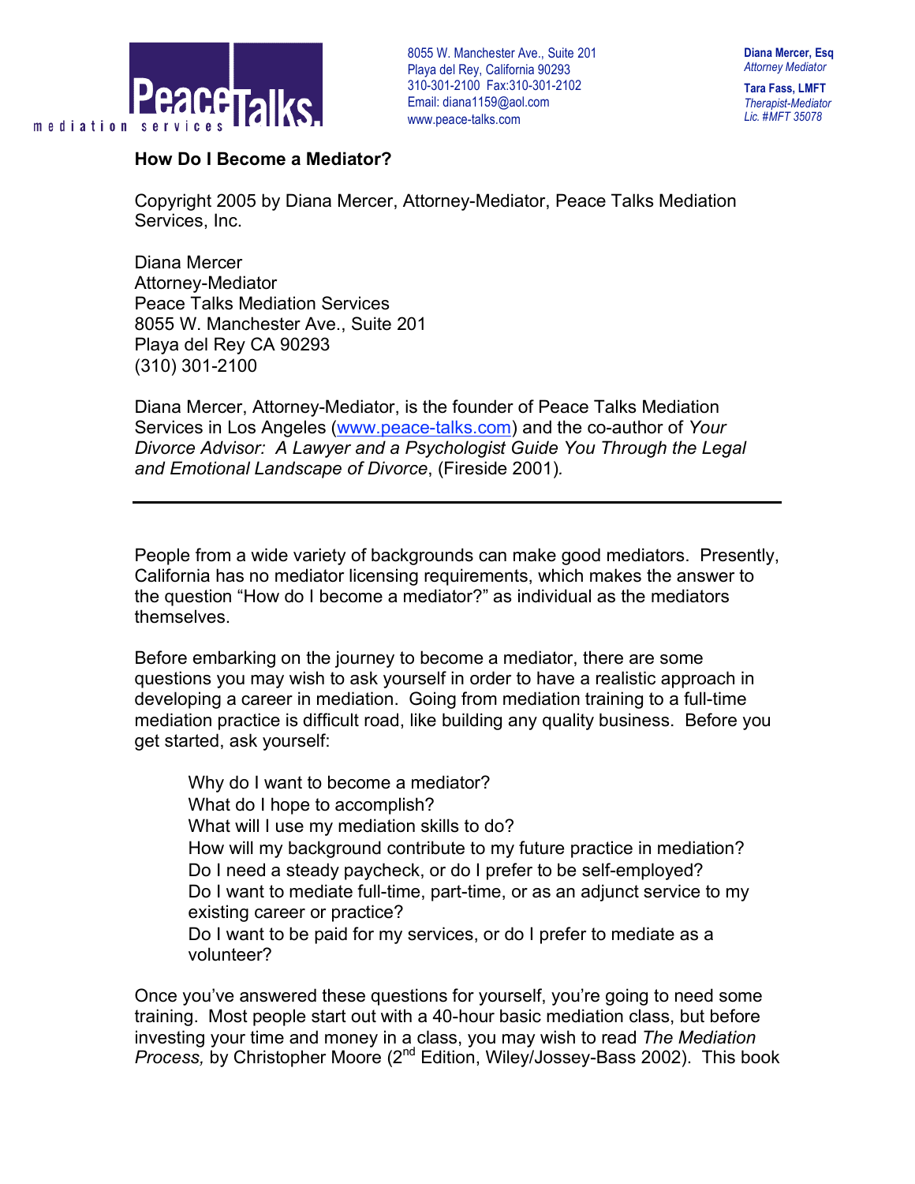PeaceTalks mediation services

8055 W. Manchester Ave., Suite 201
Playa del Rey, California 90293
310-301-2100 Fax:310-301-2102
Email: diana1159@aol.com
www.peace-talks.com

**Diana Mercer, Esq**
*Attorney Mediator*

**Tara Fass, LMFT**
*Therapist-Mediator*
*Lic. #MFT 35078*

# How Do I Become a Mediator?

Copyright 2005 by Diana Mercer, Attorney-Mediator, Peace Talks Mediation Services, Inc.

Diana Mercer
Attorney-Mediator
Peace Talks Mediation Services
8055 W. Manchester Ave., Suite 201
Playa del Rey CA 90293
(310) 301-2100

Diana Mercer, Attorney-Mediator, is the founder of Peace Talks Mediation Services in Los Angeles (www.peace-talks.com) and the co-author of *Your Divorce Advisor: A Lawyer and a Psychologist Guide You Through the Legal and Emotional Landscape of Divorce*, (Fireside 2001).

---

People from a wide variety of backgrounds can make good mediators. Presently, California has no mediator licensing requirements, which makes the answer to the question "How do I become a mediator?" as individual as the mediators themselves.

Before embarking on the journey to become a mediator, there are some questions you may wish to ask yourself in order to have a realistic approach in developing a career in mediation. Going from mediation training to a full-time mediation practice is difficult road, like building any quality business. Before you get started, ask yourself:

> Why do I want to become a mediator?
> What do I hope to accomplish?
> What will I use my mediation skills to do?
> How will my background contribute to my future practice in mediation?
> Do I need a steady paycheck, or do I prefer to be self-employed?
> Do I want to mediate full-time, part-time, or as an adjunct service to my existing career or practice?
> Do I want to be paid for my services, or do I prefer to mediate as a volunteer?

Once you've answered these questions for yourself, you're going to need some training. Most people start out with a 40-hour basic mediation class, but before investing your time and money in a class, you may wish to read *The Mediation Process,* by Christopher Moore (2nd Edition, Wiley/Jossey-Bass 2002). This book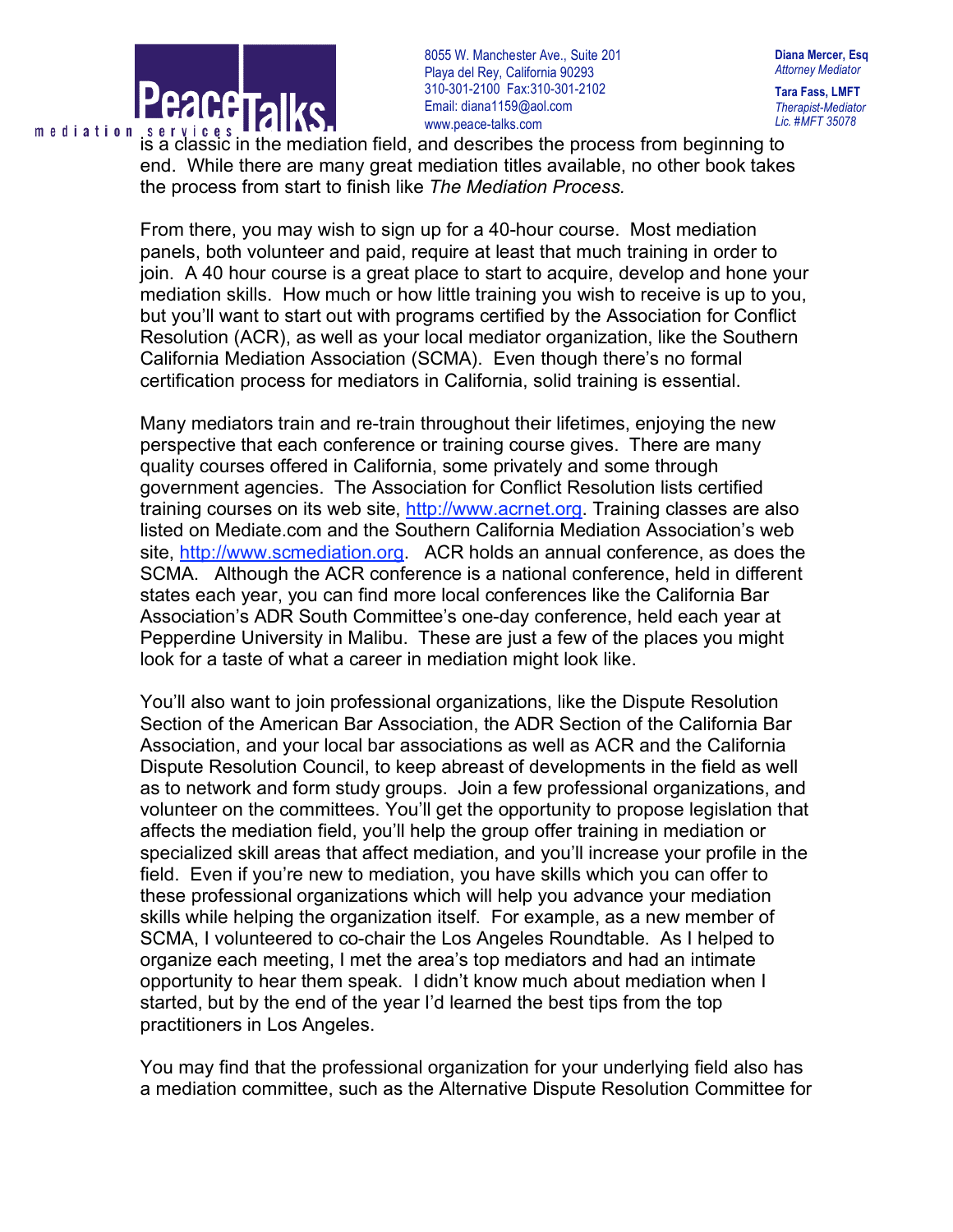is a classic in the mediation field, and describes the process from beginning to end. While there are many great mediation titles available, no other book takes the process from start to finish like *The Mediation Process.*

From there, you may wish to sign up for a 40-hour course. Most mediation panels, both volunteer and paid, require at least that much training in order to join. A 40 hour course is a great place to start to acquire, develop and hone your mediation skills. How much or how little training you wish to receive is up to you, but you'll want to start out with programs certified by the Association for Conflict Resolution (ACR), as well as your local mediator organization, like the Southern California Mediation Association (SCMA). Even though there's no formal certification process for mediators in California, solid training is essential.

Many mediators train and re-train throughout their lifetimes, enjoying the new perspective that each conference or training course gives. There are many quality courses offered in California, some privately and some through government agencies. The Association for Conflict Resolution lists certified training courses on its web site, http://www.acrnet.org. Training classes are also listed on Mediate.com and the Southern California Mediation Association's web site, http://www.scmediation.org. ACR holds an annual conference, as does the SCMA. Although the ACR conference is a national conference, held in different states each year, you can find more local conferences like the California Bar Association's ADR South Committee's one-day conference, held each year at Pepperdine University in Malibu. These are just a few of the places you might look for a taste of what a career in mediation might look like.

You'll also want to join professional organizations, like the Dispute Resolution Section of the American Bar Association, the ADR Section of the California Bar Association, and your local bar associations as well as ACR and the California Dispute Resolution Council, to keep abreast of developments in the field as well as to network and form study groups. Join a few professional organizations, and volunteer on the committees. You'll get the opportunity to propose legislation that affects the mediation field, you'll help the group offer training in mediation or specialized skill areas that affect mediation, and you'll increase your profile in the field. Even if you're new to mediation, you have skills which you can offer to these professional organizations which will help you advance your mediation skills while helping the organization itself. For example, as a new member of SCMA, I volunteered to co-chair the Los Angeles Roundtable. As I helped to organize each meeting, I met the area's top mediators and had an intimate opportunity to hear them speak. I didn't know much about mediation when I started, but by the end of the year I'd learned the best tips from the top practitioners in Los Angeles.

You may find that the professional organization for your underlying field also has a mediation committee, such as the Alternative Dispute Resolution Committee for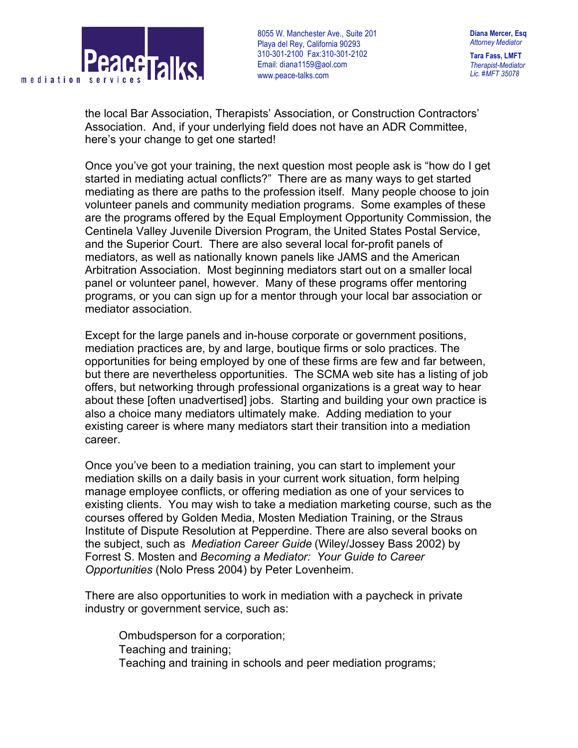the local Bar Association, Therapists' Association, or Construction Contractors' Association. And, if your underlying field does not have an ADR Committee, here's your change to get one started!

Once you've got your training, the next question most people ask is "how do I get started in mediating actual conflicts?" There are as many ways to get started mediating as there are paths to the profession itself. Many people choose to join volunteer panels and community mediation programs. Some examples of these are the programs offered by the Equal Employment Opportunity Commission, the Centinela Valley Juvenile Diversion Program, the United States Postal Service, and the Superior Court. There are also several local for-profit panels of mediators, as well as nationally known panels like JAMS and the American Arbitration Association. Most beginning mediators start out on a smaller local panel or volunteer panel, however. Many of these programs offer mentoring programs, or you can sign up for a mentor through your local bar association or mediator association.

Except for the large panels and in-house corporate or government positions, mediation practices are, by and large, boutique firms or solo practices. The opportunities for being employed by one of these firms are few and far between, but there are nevertheless opportunities. The SCMA web site has a listing of job offers, but networking through professional organizations is a great way to hear about these [often unadvertised] jobs. Starting and building your own practice is also a choice many mediators ultimately make. Adding mediation to your existing career is where many mediators start their transition into a mediation career.

Once you've been to a mediation training, you can start to implement your mediation skills on a daily basis in your current work situation, form helping manage employee conflicts, or offering mediation as one of your services to existing clients. You may wish to take a mediation marketing course, such as the courses offered by Golden Media, Mosten Mediation Training, or the Straus Institute of Dispute Resolution at Pepperdine. There are also several books on the subject, such as *Mediation Career Guide* (Wiley/Jossey Bass 2002) by Forrest S. Mosten and *Becoming a Mediator: Your Guide to Career Opportunities* (Nolo Press 2004) by Peter Lovenheim.

There are also opportunities to work in mediation with a paycheck in private industry or government service, such as:

Ombudsperson for a corporation;
Teaching and training;
Teaching and training in schools and peer mediation programs;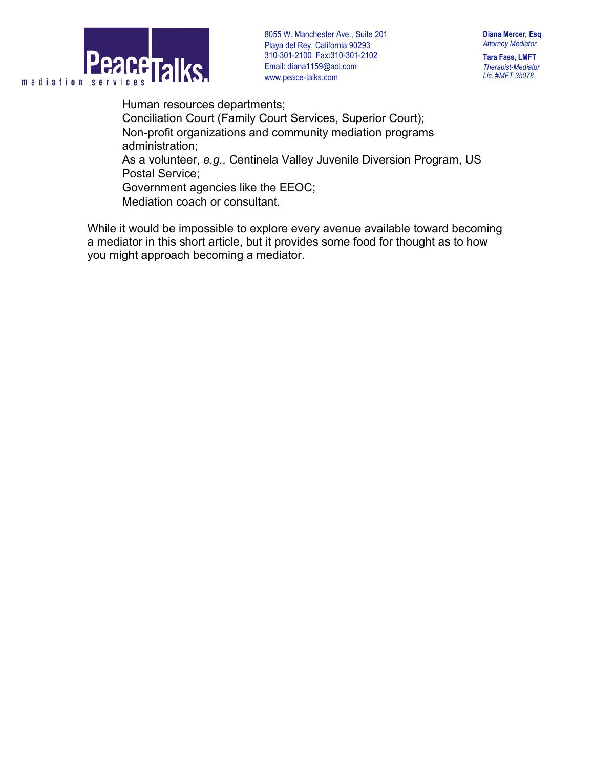Human resources departments;
Conciliation Court (Family Court Services, Superior Court);
Non-profit organizations and community mediation programs administration;
As a volunteer, *e.g.,* Centinela Valley Juvenile Diversion Program, US Postal Service;
Government agencies like the EEOC;
Mediation coach or consultant.

While it would be impossible to explore every avenue available toward becoming a mediator in this short article, but it provides some food for thought as to how you might approach becoming a mediator.